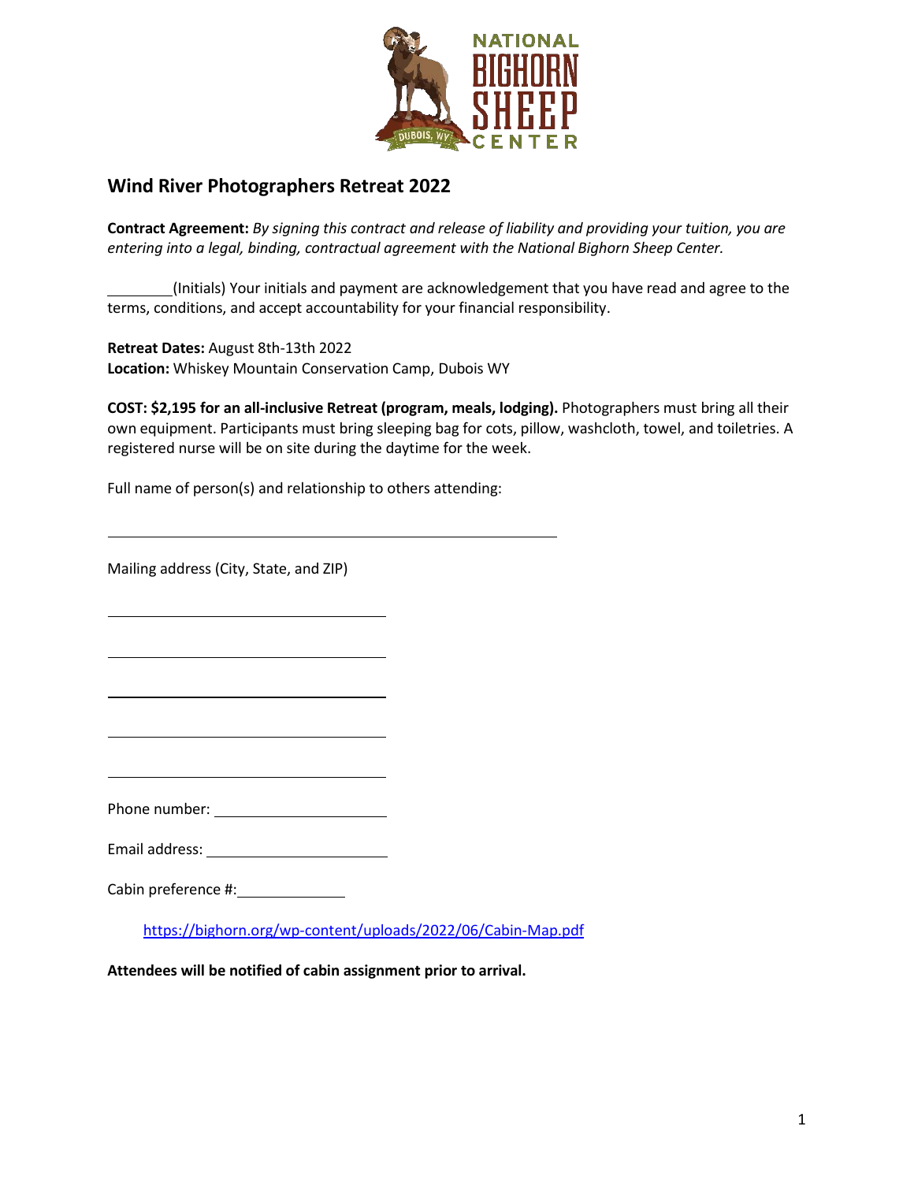# Wind River Photographers Retreat 2022

**Contract Agreement:** *By signing this contract and release of liability and providing your tuition, you are entering into a legal, binding, contractual agreement with the National Bighorn Sheep Center.*

________(Initials) Your initials and payment are acknowledgement that you have read and agree to the terms, conditions, and accept accountability for your financial responsibility.

**Retreat Dates:** August 8th-13th 2022
**Location:** Whiskey Mountain Conservation Camp, Dubois WY

**COST: $2,195 for an all-inclusive Retreat (program, meals, lodging).** Photographers must bring all their own equipment. Participants must bring sleeping bag for cots, pillow, washcloth, towel, and toiletries. A registered nurse will be on site during the daytime for the week.

Full name of person(s) and relationship to others attending:

______________________________________________

Mailing address (City, State, and ZIP)

____________________________

____________________________

____________________________

____________________________

____________________________

Phone number: __________________

Email address: __________________

Cabin preference #: ___________

https://bighorn.org/wp-content/uploads/2022/06/Cabin-Map.pdf

**Attendees will be notified of cabin assignment prior to arrival.**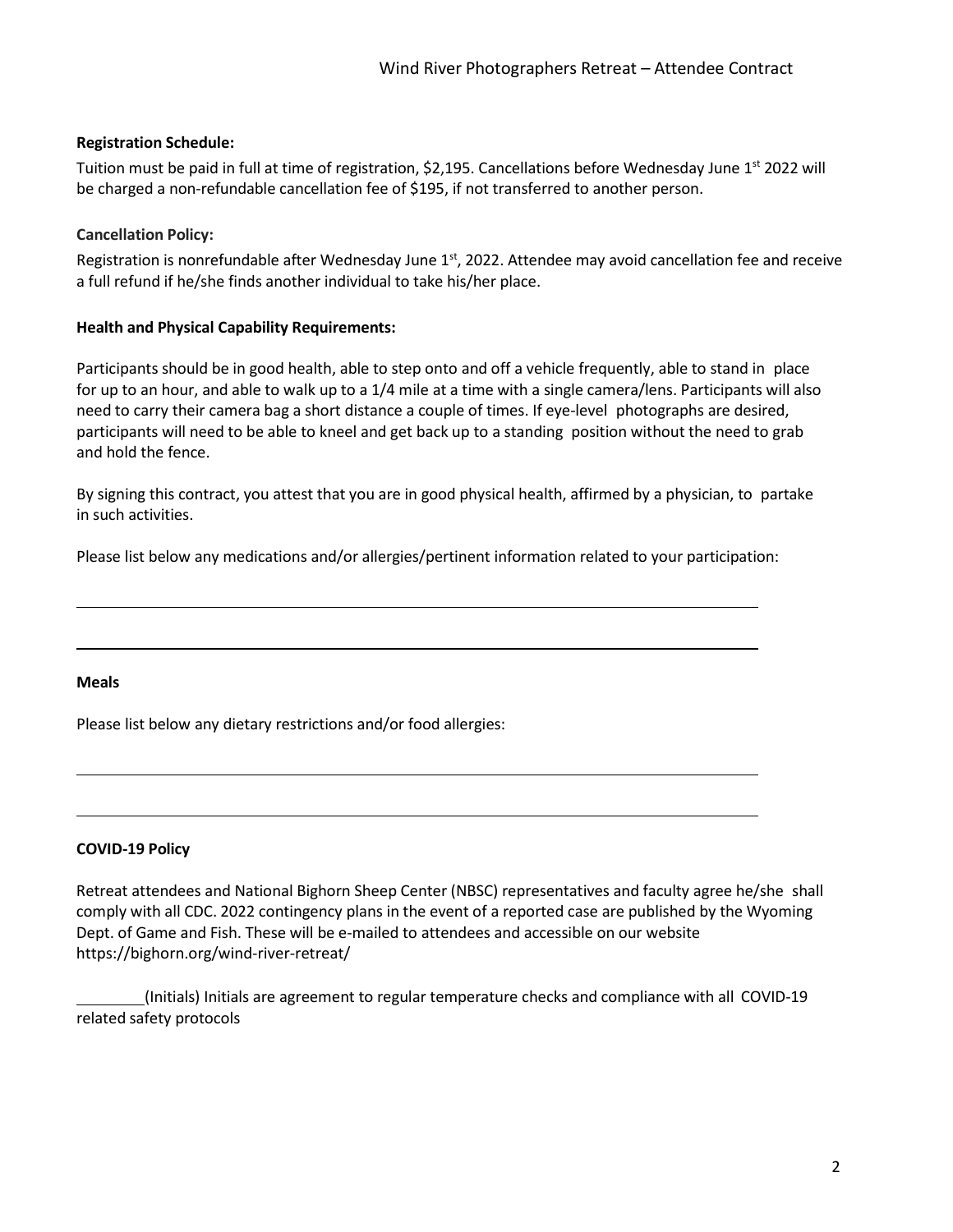**Registration Schedule:**

Tuition must be paid in full at time of registration, $2,195. Cancellations before Wednesday June 1st 2022 will be charged a non-refundable cancellation fee of $195, if not transferred to another person.

**Cancellation Policy:**

Registration is nonrefundable after Wednesday June 1st, 2022. Attendee may avoid cancellation fee and receive a full refund if he/she finds another individual to take his/her place.

**Health and Physical Capability Requirements:**

Participants should be in good health, able to step onto and off a vehicle frequently, able to stand in place for up to an hour, and able to walk up to a 1/4 mile at a time with a single camera/lens. Participants will also need to carry their camera bag a short distance a couple of times. If eye-level photographs are desired, participants will need to be able to kneel and get back up to a standing position without the need to grab and hold the fence.

By signing this contract, you attest that you are in good physical health, affirmed by a physician, to partake in such activities.

Please list below any medications and/or allergies/pertinent information related to your participation:

______________________________________________________________________________

______________________________________________________________________________

**Meals**

Please list below any dietary restrictions and/or food allergies:

______________________________________________________________________________

______________________________________________________________________________

**COVID-19 Policy**

Retreat attendees and National Bighorn Sheep Center (NBSC) representatives and faculty agree he/she shall comply with all CDC. 2022 contingency plans in the event of a reported case are published by the Wyoming Dept. of Game and Fish. These will be e-mailed to attendees and accessible on our website https://bighorn.org/wind-river-retreat/

________(Initials) Initials are agreement to regular temperature checks and compliance with all COVID-19 related safety protocols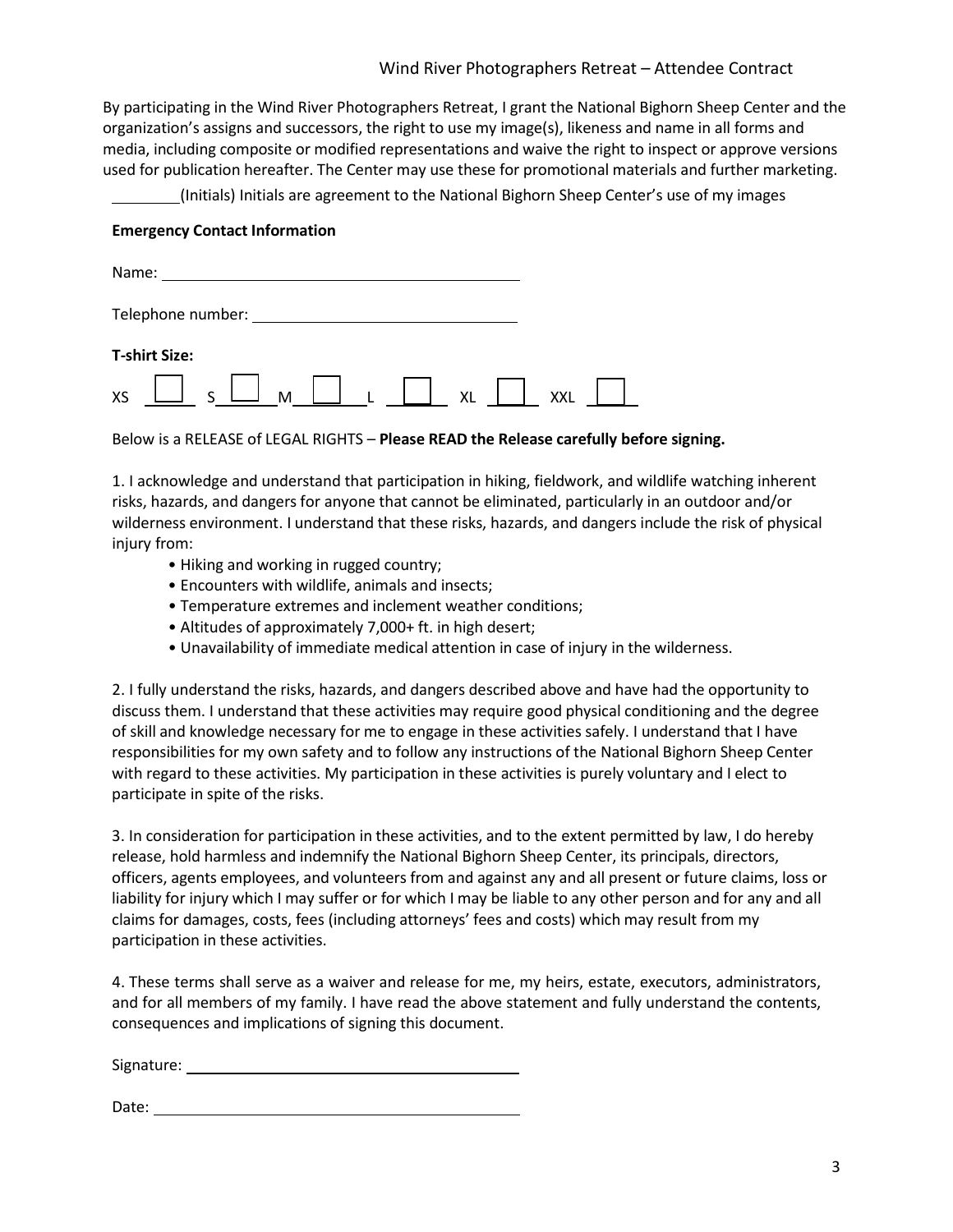By participating in the Wind River Photographers Retreat, I grant the National Bighorn Sheep Center and the organization's assigns and successors, the right to use my image(s), likeness and name in all forms and media, including composite or modified representations and waive the right to inspect or approve versions used for publication hereafter. The Center may use these for promotional materials and further marketing.

________(Initials) Initials are agreement to the National Bighorn Sheep Center's use of my images

**Emergency Contact Information**

Name: ________________________________________

Telephone number: ______________________________

**T-shirt Size:**

XS ☐ S ☐ M ☐ L ☐ XL ☐ XXL ☐

Below is a RELEASE of LEGAL RIGHTS – **Please READ the Release carefully before signing.**

1. I acknowledge and understand that participation in hiking, fieldwork, and wildlife watching inherent risks, hazards, and dangers for anyone that cannot be eliminated, particularly in an outdoor and/or wilderness environment. I understand that these risks, hazards, and dangers include the risk of physical injury from:
   - Hiking and working in rugged country;
   - Encounters with wildlife, animals and insects;
   - Temperature extremes and inclement weather conditions;
   - Altitudes of approximately 7,000+ ft. in high desert;
   - Unavailability of immediate medical attention in case of injury in the wilderness.

2. I fully understand the risks, hazards, and dangers described above and have had the opportunity to discuss them. I understand that these activities may require good physical conditioning and the degree of skill and knowledge necessary for me to engage in these activities safely. I understand that I have responsibilities for my own safety and to follow any instructions of the National Bighorn Sheep Center with regard to these activities. My participation in these activities is purely voluntary and I elect to participate in spite of the risks.

3. In consideration for participation in these activities, and to the extent permitted by law, I do hereby release, hold harmless and indemnify the National Bighorn Sheep Center, its principals, directors, officers, agents employees, and volunteers from and against any and all present or future claims, loss or liability for injury which I may suffer or for which I may be liable to any other person and for any and all claims for damages, costs, fees (including attorneys' fees and costs) which may result from my participation in these activities.

4. These terms shall serve as a waiver and release for me, my heirs, estate, executors, administrators, and for all members of my family. I have read the above statement and fully understand the contents, consequences and implications of signing this document.

Signature: ________________________________________

Date: ________________________________________